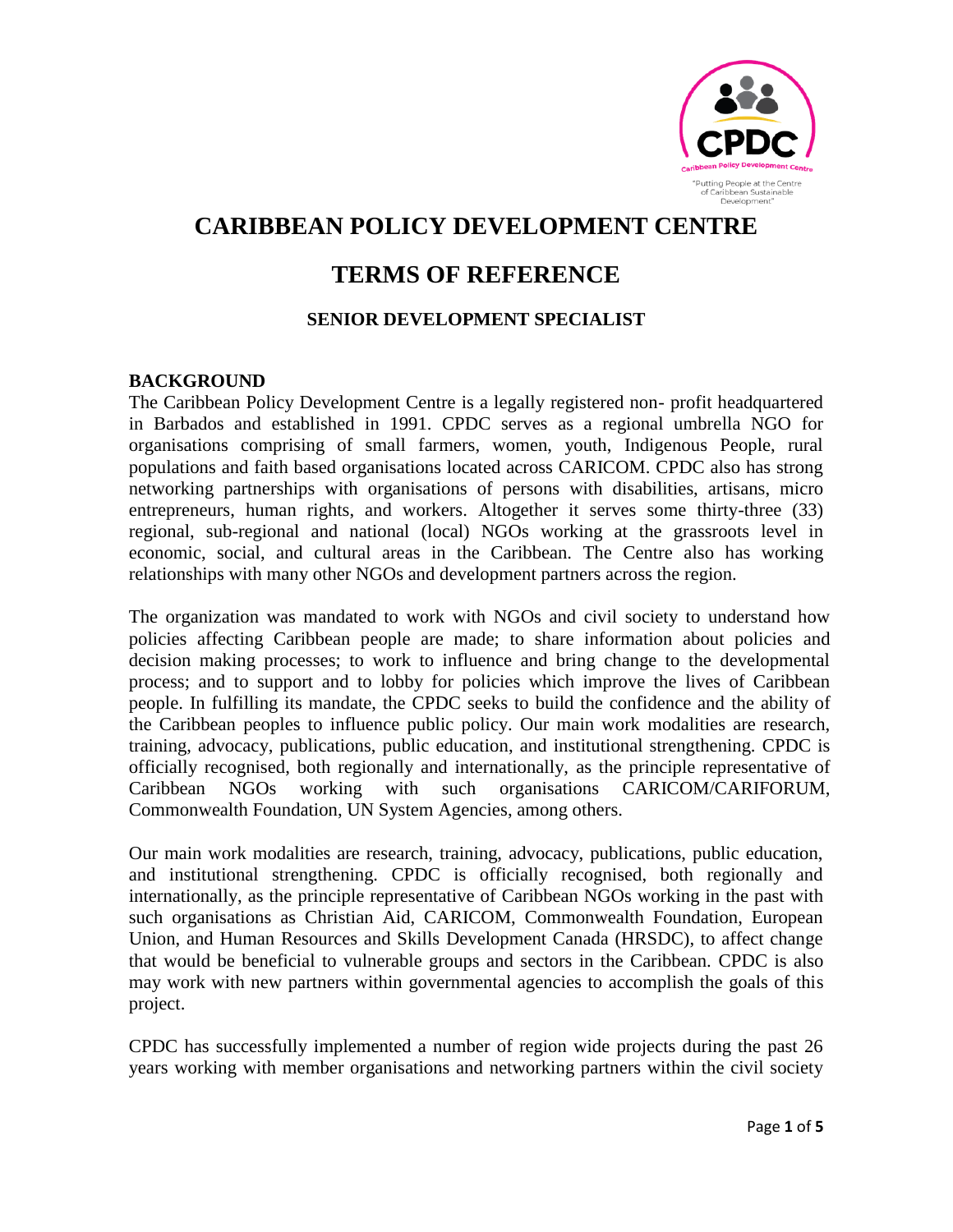# CARIBBEAN POLICY DEVELOPMENT CENTRE

# TERMS OF REFERENCE

### SENIOR DEVELOPMENT SPECIALIST

**BACKGROUND**

The Caribbean Policy Development Centre is a legally registered non- profit headquartered in Barbados and established in 1991. CPDC serves as a regional umbrella NGO for organisations comprising of small farmers, women, youth, Indigenous People, rural populations and faith based organisations located across CARICOM. CPDC also has strong networking partnerships with organisations of persons with disabilities, artisans, micro entrepreneurs, human rights, and workers. Altogether it serves some thirty-three (33) regional, sub-regional and national (local) NGOs working at the grassroots level in economic, social, and cultural areas in the Caribbean. The Centre also has working relationships with many other NGOs and development partners across the region.

The organization was mandated to work with NGOs and civil society to understand how policies affecting Caribbean people are made; to share information about policies and decision making processes; to work to influence and bring change to the developmental process; and to support and to lobby for policies which improve the lives of Caribbean people. In fulfilling its mandate, the CPDC seeks to build the confidence and the ability of the Caribbean peoples to influence public policy. Our main work modalities are research, training, advocacy, publications, public education, and institutional strengthening. CPDC is officially recognised, both regionally and internationally, as the principle representative of Caribbean NGOs working with such organisations CARICOM/CARIFORUM, Commonwealth Foundation, UN System Agencies, among others.

Our main work modalities are research, training, advocacy, publications, public education, and institutional strengthening. CPDC is officially recognised, both regionally and internationally, as the principle representative of Caribbean NGOs working in the past with such organisations as Christian Aid, CARICOM, Commonwealth Foundation, European Union, and Human Resources and Skills Development Canada (HRSDC), to affect change that would be beneficial to vulnerable groups and sectors in the Caribbean. CPDC is also may work with new partners within governmental agencies to accomplish the goals of this project.

CPDC has successfully implemented a number of region wide projects during the past 26 years working with member organisations and networking partners within the civil society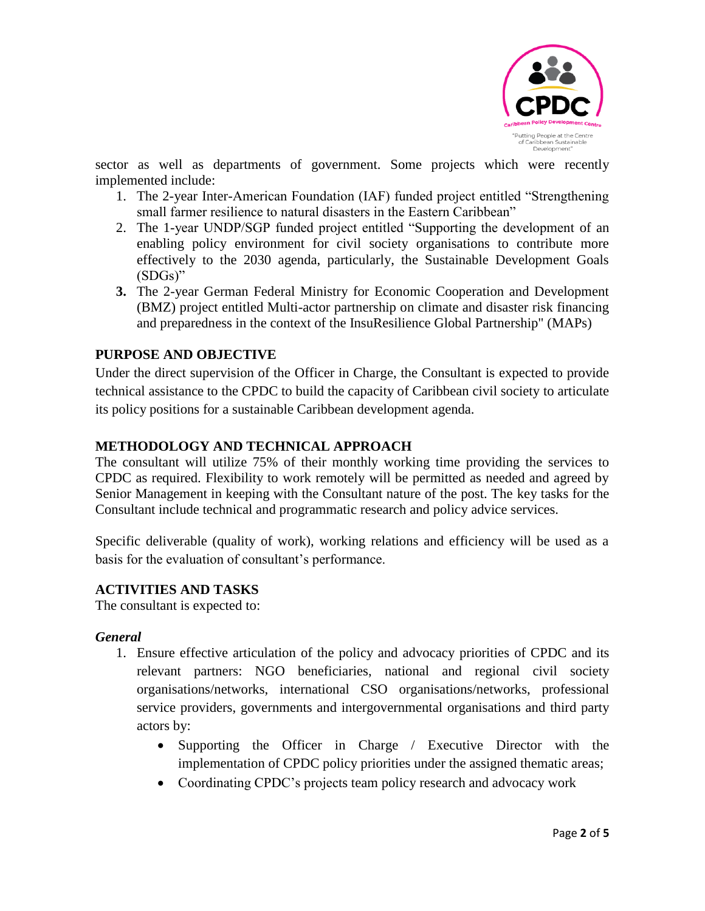sector as well as departments of government. Some projects which were recently implemented include:

1. The 2-year Inter-American Foundation (IAF) funded project entitled "Strengthening small farmer resilience to natural disasters in the Eastern Caribbean"
2. The 1-year UNDP/SGP funded project entitled "Supporting the development of an enabling policy environment for civil society organisations to contribute more effectively to the 2030 agenda, particularly, the Sustainable Development Goals (SDGs)"
3. The 2-year German Federal Ministry for Economic Cooperation and Development (BMZ) project entitled Multi-actor partnership on climate and disaster risk financing and preparedness in the context of the InsuResilience Global Partnership" (MAPs)

## PURPOSE AND OBJECTIVE

Under the direct supervision of the Officer in Charge, the Consultant is expected to provide technical assistance to the CPDC to build the capacity of Caribbean civil society to articulate its policy positions for a sustainable Caribbean development agenda.

## METHODOLOGY AND TECHNICAL APPROACH

The consultant will utilize 75% of their monthly working time providing the services to CPDC as required. Flexibility to work remotely will be permitted as needed and agreed by Senior Management in keeping with the Consultant nature of the post. The key tasks for the Consultant include technical and programmatic research and policy advice services.

Specific deliverable (quality of work), working relations and efficiency will be used as a basis for the evaluation of consultant's performance.

## ACTIVITIES AND TASKS

The consultant is expected to:

### *General*

1. Ensure effective articulation of the policy and advocacy priorities of CPDC and its relevant partners: NGO beneficiaries, national and regional civil society organisations/networks, international CSO organisations/networks, professional service providers, governments and intergovernmental organisations and third party actors by:
   - Supporting the Officer in Charge / Executive Director with the implementation of CPDC policy priorities under the assigned thematic areas;
   - Coordinating CPDC's projects team policy research and advocacy work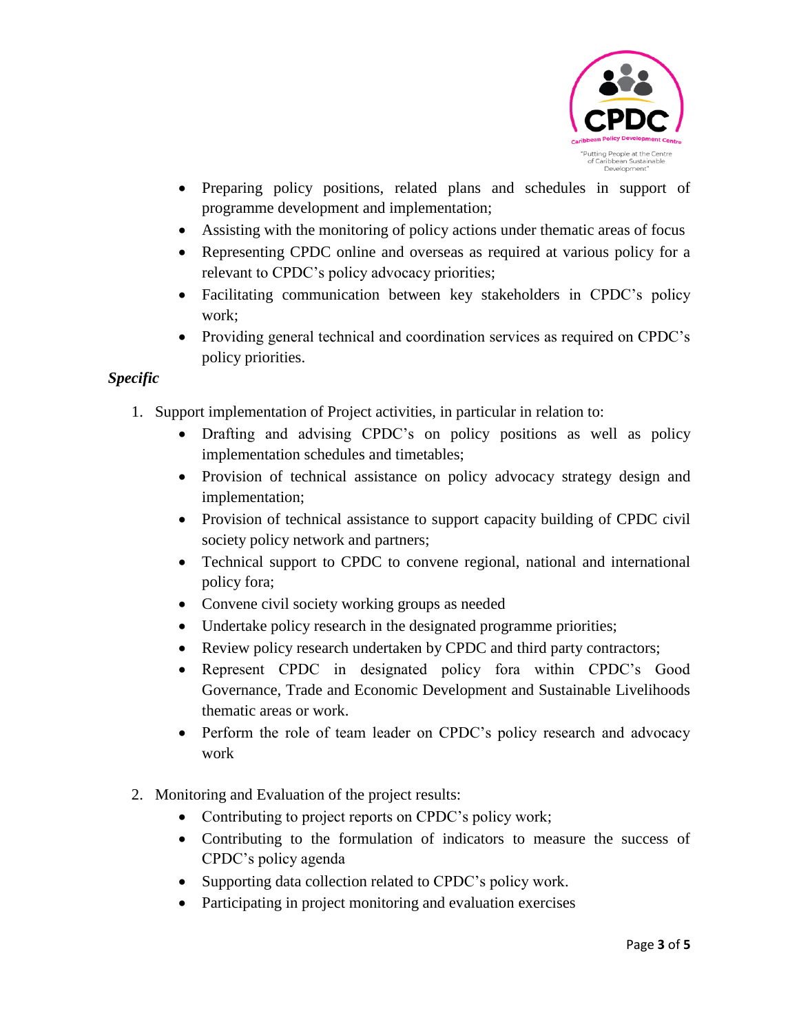- Preparing policy positions, related plans and schedules in support of programme development and implementation;
- Assisting with the monitoring of policy actions under thematic areas of focus
- Representing CPDC online and overseas as required at various policy for a relevant to CPDC's policy advocacy priorities;
- Facilitating communication between key stakeholders in CPDC's policy work;
- Providing general technical and coordination services as required on CPDC's policy priorities.

***Specific***

1. Support implementation of Project activities, in particular in relation to:
   - Drafting and advising CPDC's on policy positions as well as policy implementation schedules and timetables;
   - Provision of technical assistance on policy advocacy strategy design and implementation;
   - Provision of technical assistance to support capacity building of CPDC civil society policy network and partners;
   - Technical support to CPDC to convene regional, national and international policy fora;
   - Convene civil society working groups as needed
   - Undertake policy research in the designated programme priorities;
   - Review policy research undertaken by CPDC and third party contractors;
   - Represent CPDC in designated policy fora within CPDC's Good Governance, Trade and Economic Development and Sustainable Livelihoods thematic areas or work.
   - Perform the role of team leader on CPDC's policy research and advocacy work

2. Monitoring and Evaluation of the project results:
   - Contributing to project reports on CPDC's policy work;
   - Contributing to the formulation of indicators to measure the success of CPDC's policy agenda
   - Supporting data collection related to CPDC's policy work.
   - Participating in project monitoring and evaluation exercises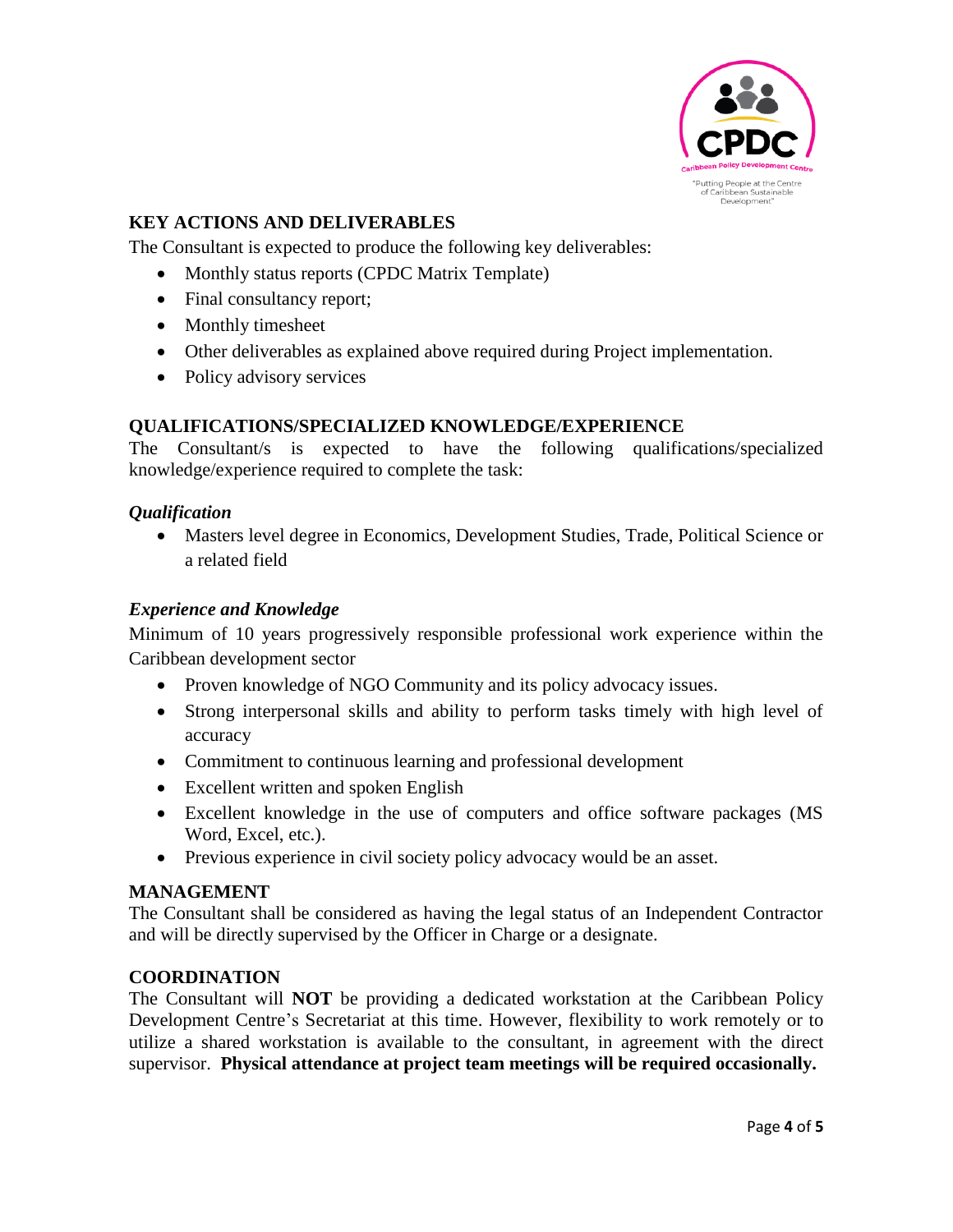## KEY ACTIONS AND DELIVERABLES

The Consultant is expected to produce the following key deliverables:

- Monthly status reports (CPDC Matrix Template)
- Final consultancy report;
- Monthly timesheet
- Other deliverables as explained above required during Project implementation.
- Policy advisory services

## QUALIFICATIONS/SPECIALIZED KNOWLEDGE/EXPERIENCE

The Consultant/s is expected to have the following qualifications/specialized knowledge/experience required to complete the task:

### *Qualification*

- Masters level degree in Economics, Development Studies, Trade, Political Science or a related field

### *Experience and Knowledge*

Minimum of 10 years progressively responsible professional work experience within the Caribbean development sector

- Proven knowledge of NGO Community and its policy advocacy issues.
- Strong interpersonal skills and ability to perform tasks timely with high level of accuracy
- Commitment to continuous learning and professional development
- Excellent written and spoken English
- Excellent knowledge in the use of computers and office software packages (MS Word, Excel, etc.).
- Previous experience in civil society policy advocacy would be an asset.

## MANAGEMENT

The Consultant shall be considered as having the legal status of an Independent Contractor and will be directly supervised by the Officer in Charge or a designate.

## COORDINATION

The Consultant will **NOT** be providing a dedicated workstation at the Caribbean Policy Development Centre's Secretariat at this time. However, flexibility to work remotely or to utilize a shared workstation is available to the consultant, in agreement with the direct supervisor. **Physical attendance at project team meetings will be required occasionally.**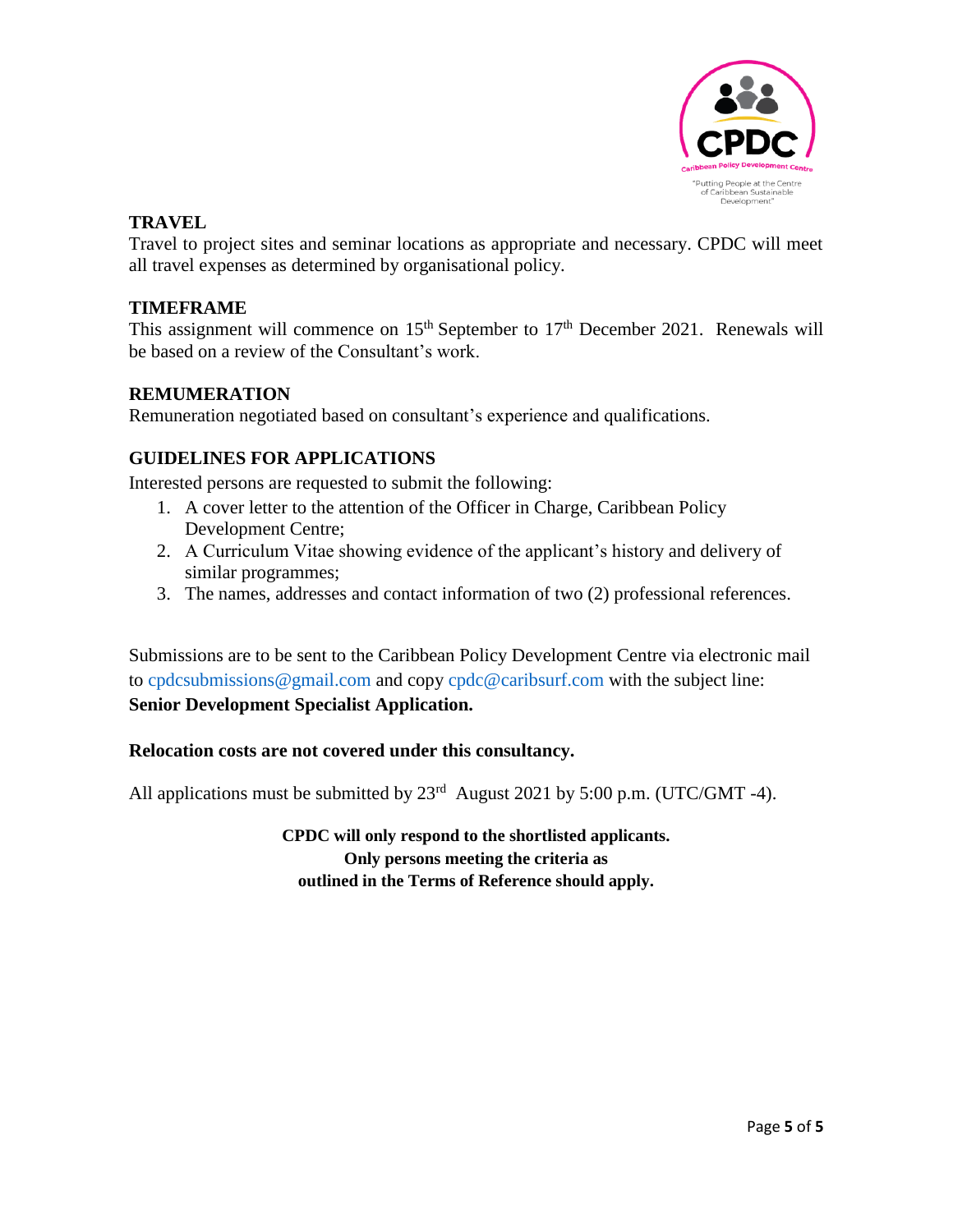## TRAVEL

Travel to project sites and seminar locations as appropriate and necessary. CPDC will meet all travel expenses as determined by organisational policy.

## TIMEFRAME

This assignment will commence on 15th September to 17th December 2021. Renewals will be based on a review of the Consultant's work.

## REMUNERATION

Remuneration negotiated based on consultant's experience and qualifications.

## GUIDELINES FOR APPLICATIONS

Interested persons are requested to submit the following:

1. A cover letter to the attention of the Officer in Charge, Caribbean Policy Development Centre;
2. A Curriculum Vitae showing evidence of the applicant's history and delivery of similar programmes;
3. The names, addresses and contact information of two (2) professional references.

Submissions are to be sent to the Caribbean Policy Development Centre via electronic mail to cpdcsubmissions@gmail.com and copy cpdc@caribsurf.com with the subject line: **Senior Development Specialist Application.**

**Relocation costs are not covered under this consultancy.**

All applications must be submitted by 23rd August 2021 by 5:00 p.m. (UTC/GMT -4).

**CPDC will only respond to the shortlisted applicants. Only persons meeting the criteria as outlined in the Terms of Reference should apply.**